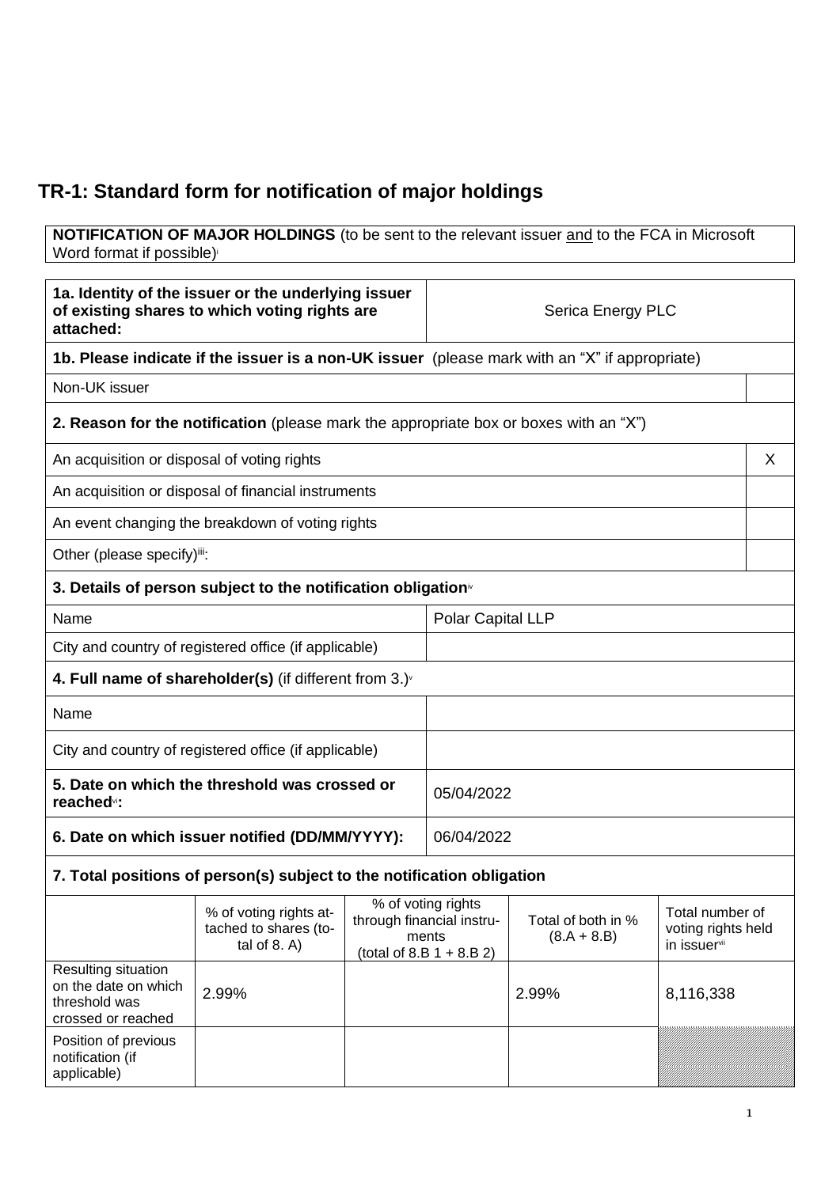# TR-1: Standard form for notification of major holdings

**NOTIFICATION OF MAJOR HOLDINGS** (to be sent to the relevant issuer and to the FCA in Microsoft Word format if possible)[i]

| | |
|---|---|
| **1a. Identity of the issuer or the underlying issuer of existing shares to which voting rights are attached:** | Serica Energy PLC |

**1b. Please indicate if the issuer is a non-UK issuer** (please mark with an "X" if appropriate)

| | |
|---|---|
| Non-UK issuer | |

**2. Reason for the notification** (please mark the appropriate box or boxes with an "X")

| | |
|---|---|
| An acquisition or disposal of voting rights | X |
| An acquisition or disposal of financial instruments | |
| An event changing the breakdown of voting rights | |
| Other (please specify)[iii]: | |

**3. Details of person subject to the notification obligation**[iv]

| | |
|---|---|
| Name | Polar Capital LLP |
| City and country of registered office (if applicable) | |

**4. Full name of shareholder(s)** (if different from 3.)[v]

| | |
|---|---|
| Name | |
| City and country of registered office (if applicable) | |

| | |
|---|---|
| **5. Date on which the threshold was crossed or reached**[vi]**:** | 05/04/2022 |
| **6. Date on which issuer notified (DD/MM/YYYY):** | 06/04/2022 |

**7. Total positions of person(s) subject to the notification obligation**

| | % of voting rights attached to shares (total of 8. A) | % of voting rights through financial instruments (total of 8.B 1 + 8.B 2) | Total of both in % (8.A + 8.B) | Total number of voting rights held in issuer[vii] |
|---|---|---|---|---|
| Resulting situation on the date on which threshold was crossed or reached | 2.99% | | 2.99% | 8,116,338 |
| Position of previous notification (if applicable) | | | | |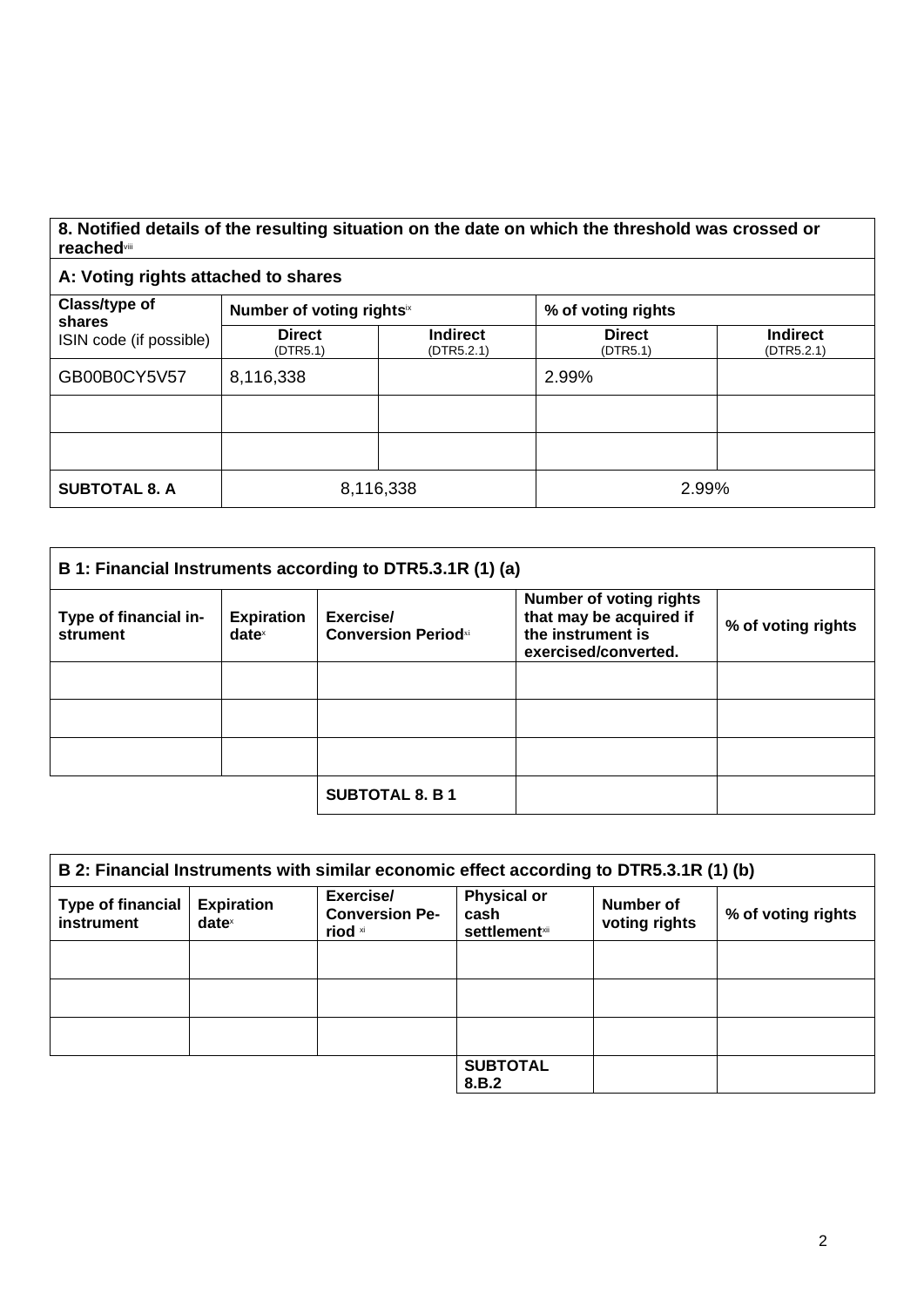**8. Notified details of the resulting situation on the date on which the threshold was crossed or reached**[viii]

| A: Voting rights attached to shares | | | | |
|---|---|---|---|---|
| Class/type of shares ISIN code (if possible) | Number of voting rights[ix] | | % of voting rights | |
| | Direct (DTR5.1) | Indirect (DTR5.2.1) | Direct (DTR5.1) | Indirect (DTR5.2.1) |
| GB00B0CY5V57 | 8,116,338 | | 2.99% | |
| | | | | |
| | | | | |
| **SUBTOTAL 8. A** | 8,116,338 | | 2.99% | |

| B 1: Financial Instruments according to DTR5.3.1R (1) (a) | | | | |
|---|---|---|---|---|
| Type of financial instrument | Expiration date[x] | Exercise/ Conversion Period[xi] | Number of voting rights that may be acquired if the instrument is exercised/converted. | % of voting rights |
| | | | | |
| | | | | |
| | | | | |
| | | **SUBTOTAL 8. B 1** | | |

| B 2: Financial Instruments with similar economic effect according to DTR5.3.1R (1) (b) | | | | | |
|---|---|---|---|---|---|
| Type of financial instrument | Expiration date[x] | Exercise/ Conversion Period[xi] | Physical or cash settlement[xii] | Number of voting rights | % of voting rights |
| | | | | | |
| | | | | | |
| | | | | | |
| | | | **SUBTOTAL 8.B.2** | | |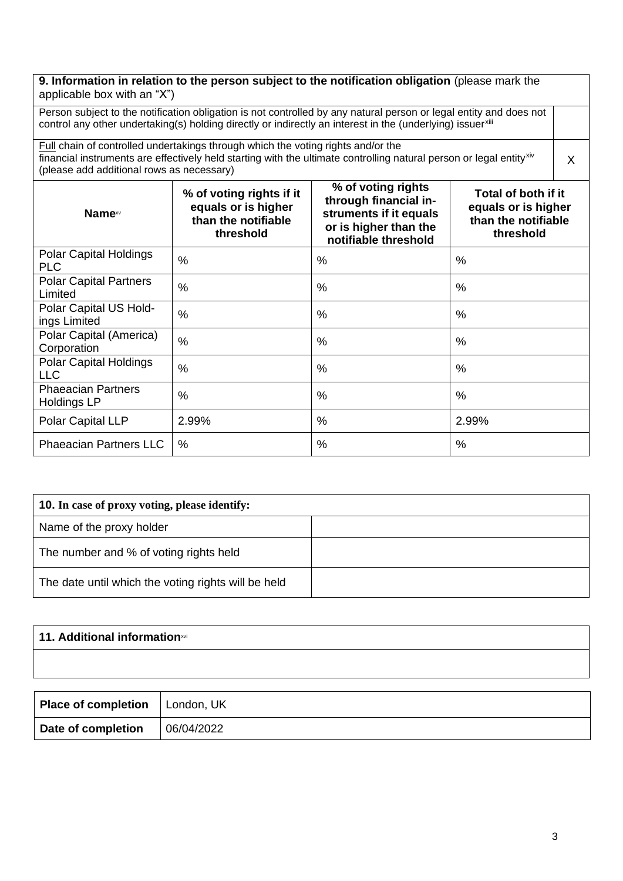| **9. Information in relation to the person subject to the notification obligation** (please mark the applicable box with an "X") | |
|---|---|
| Person subject to the notification obligation is not controlled by any natural person or legal entity and does not control any other undertaking(s) holding directly or indirectly an interest in the (underlying) issuer[xiii] | |
| Full chain of controlled undertakings through which the voting rights and/or the financial instruments are effectively held starting with the ultimate controlling natural person or legal entity[xiv] (please add additional rows as necessary) | X |

| **Name**[xv] | **% of voting rights if it equals or is higher than the notifiable threshold** | **% of voting rights through financial instruments if it equals or is higher than the notifiable threshold** | **Total of both if it equals or is higher than the notifiable threshold** |
|---|---|---|---|
| Polar Capital Holdings PLC | % | % | % |
| Polar Capital Partners Limited | % | % | % |
| Polar Capital US Holdings Limited | % | % | % |
| Polar Capital (America) Corporation | % | % | % |
| Polar Capital Holdings LLC | % | % | % |
| Phaeacian Partners Holdings LP | % | % | % |
| Polar Capital LLP | 2.99% | % | 2.99% |
| Phaeacian Partners LLC | % | % | % |

| **10. In case of proxy voting, please identify:** | |
|---|---|
| Name of the proxy holder | |
| The number and % of voting rights held | |
| The date until which the voting rights will be held | |

| **11. Additional information**[xvi] |
|---|
| |

| | |
|---|---|
| **Place of completion** | London, UK |
| **Date of completion** | 06/04/2022 |